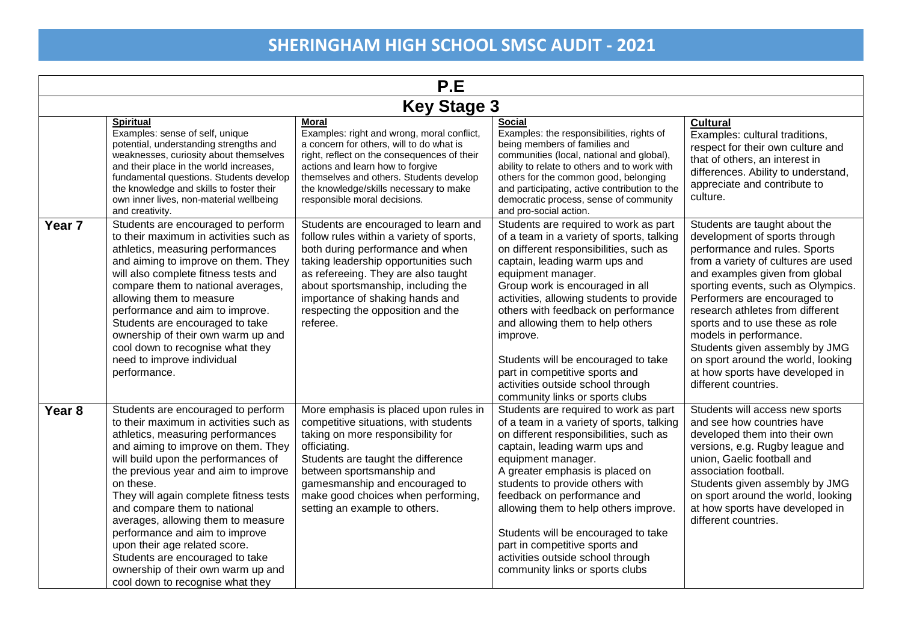# SHERINGHAM HIGH SCHOOL SMSC AUDIT - 2021

## P.E

### Key Stage 3

| | **Spiritual**<br>Examples: sense of self, unique potential, understanding strengths and weaknesses, curiosity about themselves and their place in the world increases, fundamental questions. Students develop the knowledge and skills to foster their own inner lives, non-material wellbeing and creativity. | **Moral**<br>Examples: right and wrong, moral conflict, a concern for others, will to do what is right, reflect on the consequences of their actions and learn how to forgive themselves and others. Students develop the knowledge/skills necessary to make responsible moral decisions. | **Social**<br>Examples: the responsibilities, rights of being members of families and communities (local, national and global), ability to relate to others and to work with others for the common good, belonging and participating, active contribution to the democratic process, sense of community and pro-social action. | **Cultural**<br>Examples: cultural traditions, respect for their own culture and that of others, an interest in differences. Ability to understand, appreciate and contribute to culture. |
|---|---|---|---|---|
| **Year 7** | Students are encouraged to perform to their maximum in activities such as athletics, measuring performances and aiming to improve on them. They will also complete fitness tests and compare them to national averages, allowing them to measure performance and aim to improve. Students are encouraged to take ownership of their own warm up and cool down to recognise what they need to improve individual performance. | Students are encouraged to learn and follow rules within a variety of sports, both during performance and when taking leadership opportunities such as refereeing. They are also taught about sportsmanship, including the importance of shaking hands and respecting the opposition and the referee. | Students are required to work as part of a team in a variety of sports, talking on different responsibilities, such as captain, leading warm ups and equipment manager.<br>Group work is encouraged in all activities, allowing students to provide others with feedback on performance and allowing them to help others improve.<br><br>Students will be encouraged to take part in competitive sports and activities outside school through community links or sports clubs | Students are taught about the development of sports through performance and rules. Sports from a variety of cultures are used and examples given from global sporting events, such as Olympics. Performers are encouraged to research athletes from different sports and to use these as role models in performance.<br>Students given assembly by JMG on sport around the world, looking at how sports have developed in different countries. |
| **Year 8** | Students are encouraged to perform to their maximum in activities such as athletics, measuring performances and aiming to improve on them. They will build upon the performances of the previous year and aim to improve on these.<br>They will again complete fitness tests and compare them to national averages, allowing them to measure performance and aim to improve upon their age related score.<br>Students are encouraged to take ownership of their own warm up and cool down to recognise what they | More emphasis is placed upon rules in competitive situations, with students taking on more responsibility for officiating.<br>Students are taught the difference between sportsmanship and gamesmanship and encouraged to make good choices when performing, setting an example to others. | Students are required to work as part of a team in a variety of sports, talking on different responsibilities, such as captain, leading warm ups and equipment manager.<br>A greater emphasis is placed on students to provide others with feedback on performance and allowing them to help others improve.<br><br>Students will be encouraged to take part in competitive sports and activities outside school through community links or sports clubs | Students will access new sports and see how countries have developed them into their own versions, e.g. Rugby league and union, Gaelic football and association football.<br>Students given assembly by JMG on sport around the world, looking at how sports have developed in different countries. |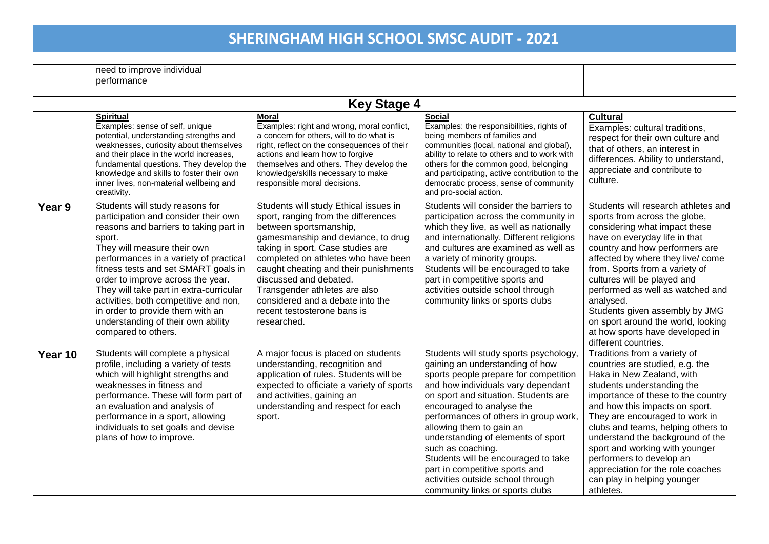| | | | | |
|---|---|---|---|---|
| | need to improve individual performance | | | |
| **Key Stage 4** | | | | |
| | **Spiritual**<br>Examples: sense of self, unique potential, understanding strengths and weaknesses, curiosity about themselves and their place in the world increases, fundamental questions. They develop the knowledge and skills to foster their own inner lives, non-material wellbeing and creativity. | **Moral**<br>Examples: right and wrong, moral conflict, a concern for others, will to do what is right, reflect on the consequences of their actions and learn how to forgive themselves and others. They develop the knowledge/skills necessary to make responsible moral decisions. | **Social**<br>Examples: the responsibilities, rights of being members of families and communities (local, national and global), ability to relate to others and to work with others for the common good, belonging and participating, active contribution to the democratic process, sense of community and pro-social action. | **Cultural**<br>Examples: cultural traditions, respect for their own culture and that of others, an interest in differences. Ability to understand, appreciate and contribute to culture. |
| **Year 9** | Students will study reasons for participation and consider their own reasons and barriers to taking part in sport.<br>They will measure their own performances in a variety of practical fitness tests and set SMART goals in order to improve across the year.<br>They will take part in extra-curricular activities, both competitive and non, in order to provide them with an understanding of their own ability compared to others. | Students will study Ethical issues in sport, ranging from the differences between sportsmanship, gamesmanship and deviance, to drug taking in sport. Case studies are completed on athletes who have been caught cheating and their punishments discussed and debated.<br>Transgender athletes are also considered and a debate into the recent testosterone bans is researched. | Students will consider the barriers to participation across the community in which they live, as well as nationally and internationally. Different religions and cultures are examined as well as a variety of minority groups.<br>Students will be encouraged to take part in competitive sports and activities outside school through community links or sports clubs | Students will research athletes and sports from across the globe, considering what impact these have on everyday life in that country and how performers are affected by where they live/ come from. Sports from a variety of cultures will be played and performed as well as watched and analysed.<br>Students given assembly by JMG on sport around the world, looking at how sports have developed in different countries. |
| **Year 10** | Students will complete a physical profile, including a variety of tests which will highlight strengths and weaknesses in fitness and performance. These will form part of an evaluation and analysis of performance in a sport, allowing individuals to set goals and devise plans of how to improve. | A major focus is placed on students understanding, recognition and application of rules. Students will be expected to officiate a variety of sports and activities, gaining an understanding and respect for each sport. | Students will study sports psychology, gaining an understanding of how sports people prepare for competition and how individuals vary dependant on sport and situation. Students are encouraged to analyse the performances of others in group work, allowing them to gain an understanding of elements of sport such as coaching.<br>Students will be encouraged to take part in competitive sports and activities outside school through community links or sports clubs | Traditions from a variety of countries are studied, e.g. the Haka in New Zealand, with students understanding the importance of these to the country and how this impacts on sport.<br>They are encouraged to work in clubs and teams, helping others to understand the background of the sport and working with younger performers to develop an appreciation for the role coaches can play in helping younger athletes. |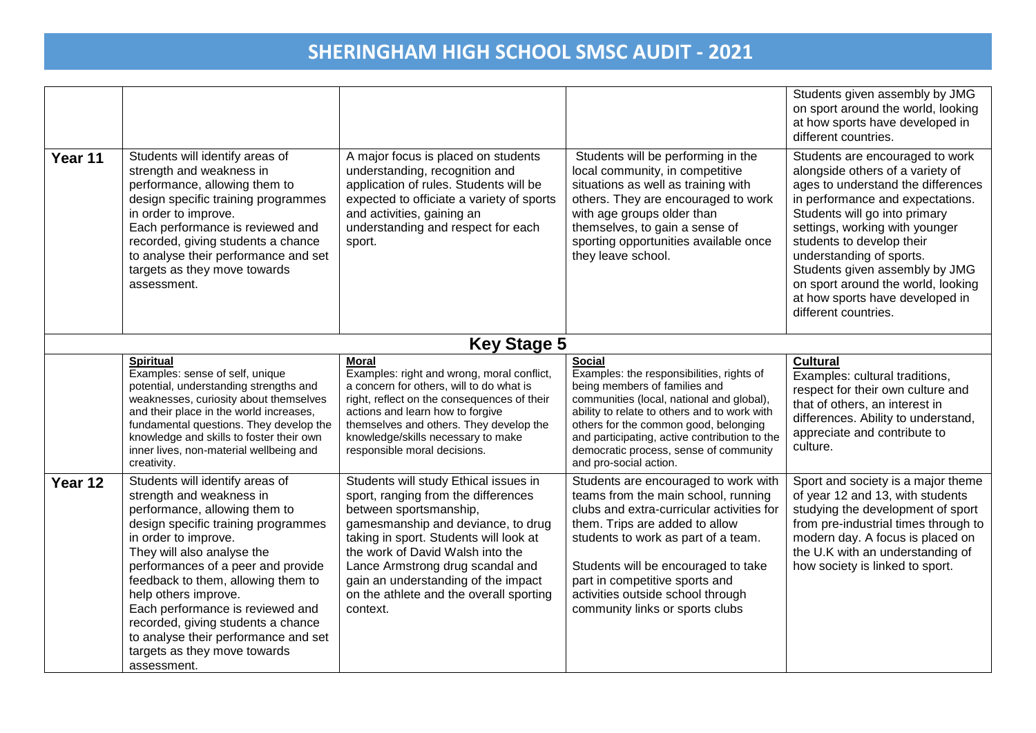# SHERINGHAM HIGH SCHOOL SMSC AUDIT - 2021

| | | | | |
|---|---|---|---|---|
| | | | | Students given assembly by JMG on sport around the world, looking at how sports have developed in different countries. |
| **Year 11** | Students will identify areas of strength and weakness in performance, allowing them to design specific training programmes in order to improve. Each performance is reviewed and recorded, giving students a chance to analyse their performance and set targets as they move towards assessment. | A major focus is placed on students understanding, recognition and application of rules. Students will be expected to officiate a variety of sports and activities, gaining an understanding and respect for each sport. | Students will be performing in the local community, in competitive situations as well as training with others. They are encouraged to work with age groups older than themselves, to gain a sense of sporting opportunities available once they leave school. | Students are encouraged to work alongside others of a variety of ages to understand the differences in performance and expectations. Students will go into primary settings, working with younger students to develop their understanding of sports. Students given assembly by JMG on sport around the world, looking at how sports have developed in different countries. |
| | **Key Stage 5** | | | |
| | **Spiritual** Examples: sense of self, unique potential, understanding strengths and weaknesses, curiosity about themselves and their place in the world increases, fundamental questions. They develop the knowledge and skills to foster their own inner lives, non-material wellbeing and creativity. | **Moral** Examples: right and wrong, moral conflict, a concern for others, will to do what is right, reflect on the consequences of their actions and learn how to forgive themselves and others. They develop the knowledge/skills necessary to make responsible moral decisions. | **Social** Examples: the responsibilities, rights of being members of families and communities (local, national and global), ability to relate to others and to work with others for the common good, belonging and participating, active contribution to the democratic process, sense of community and pro-social action. | **Cultural** Examples: cultural traditions, respect for their own culture and that of others, an interest in differences. Ability to understand, appreciate and contribute to culture. |
| **Year 12** | Students will identify areas of strength and weakness in performance, allowing them to design specific training programmes in order to improve. They will also analyse the performances of a peer and provide feedback to them, allowing them to help others improve. Each performance is reviewed and recorded, giving students a chance to analyse their performance and set targets as they move towards assessment. | Students will study Ethical issues in sport, ranging from the differences between sportsmanship, gamesmanship and deviance, to drug taking in sport. Students will look at the work of David Walsh into the Lance Armstrong drug scandal and gain an understanding of the impact on the athlete and the overall sporting context. | Students are encouraged to work with teams from the main school, running clubs and extra-curricular activities for them. Trips are added to allow students to work as part of a team. Students will be encouraged to take part in competitive sports and activities outside school through community links or sports clubs | Sport and society is a major theme of year 12 and 13, with students studying the development of sport from pre-industrial times through to modern day. A focus is placed on the U.K with an understanding of how society is linked to sport. |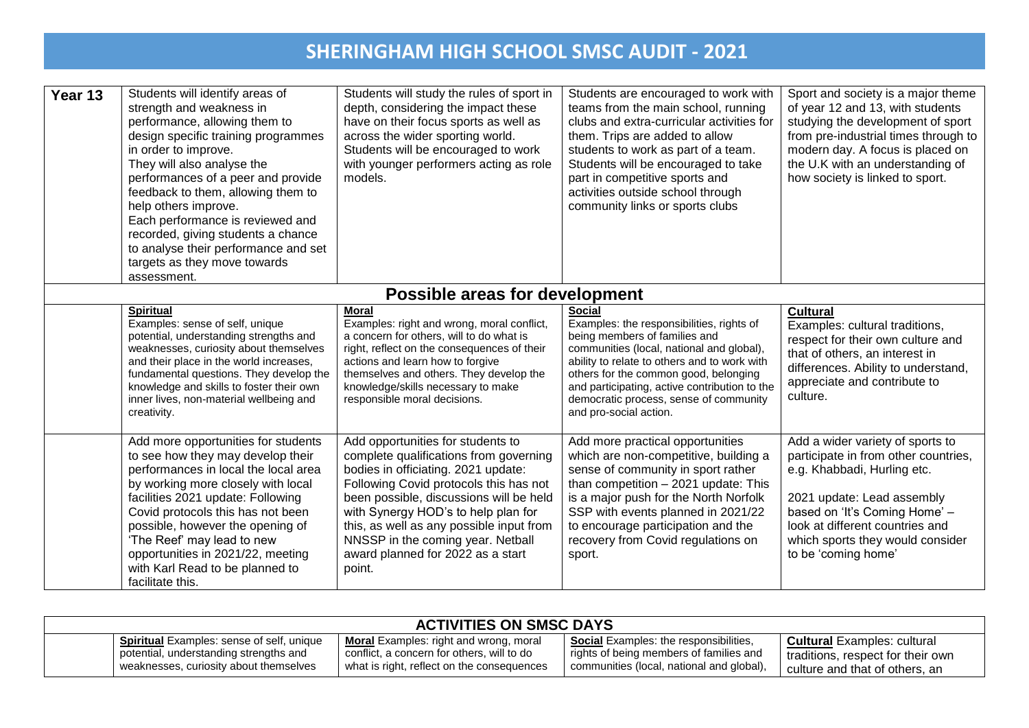# SHERINGHAM HIGH SCHOOL SMSC AUDIT - 2021

| | | | | |
|---|---|---|---|---|
| **Year 13** | Students will identify areas of strength and weakness in performance, allowing them to design specific training programmes in order to improve.<br>They will also analyse the performances of a peer and provide feedback to them, allowing them to help others improve.<br>Each performance is reviewed and recorded, giving students a chance to analyse their performance and set targets as they move towards assessment. | Students will study the rules of sport in depth, considering the impact these have on their focus sports as well as across the wider sporting world.<br>Students will be encouraged to work with younger performers acting as role models. | Students are encouraged to work with teams from the main school, running clubs and extra-curricular activities for them. Trips are added to allow students to work as part of a team.<br>Students will be encouraged to take part in competitive sports and activities outside school through community links or sports clubs | Sport and society is a major theme of year 12 and 13, with students studying the development of sport from pre-industrial times through to modern day. A focus is placed on the U.K with an understanding of how society is linked to sport. |
| **Possible areas for development** | | | | |
| | **Spiritual**<br>Examples: sense of self, unique potential, understanding strengths and weaknesses, curiosity about themselves and their place in the world increases, fundamental questions. They develop the knowledge and skills to foster their own inner lives, non-material wellbeing and creativity. | **Moral**<br>Examples: right and wrong, moral conflict, a concern for others, will to do what is right, reflect on the consequences of their actions and learn how to forgive themselves and others. They develop the knowledge/skills necessary to make responsible moral decisions. | **Social**<br>Examples: the responsibilities, rights of being members of families and communities (local, national and global), ability to relate to others and to work with others for the common good, belonging and participating, active contribution to the democratic process, sense of community and pro-social action. | **Cultural**<br>Examples: cultural traditions, respect for their own culture and that of others, an interest in differences. Ability to understand, appreciate and contribute to culture. |
| | Add more opportunities for students to see how they may develop their performances in local the local area by working more closely with local facilities 2021 update: Following Covid protocols this has not been possible, however the opening of 'The Reef' may lead to new opportunities in 2021/22, meeting with Karl Read to be planned to facilitate this. | Add opportunities for students to complete qualifications from governing bodies in officiating. 2021 update: Following Covid protocols this has not been possible, discussions will be held with Synergy HOD's to help plan for this, as well as any possible input from NNSSP in the coming year. Netball award planned for 2022 as a start point. | Add more practical opportunities which are non-competitive, building a sense of community in sport rather than competition – 2021 update: This is a major push for the North Norfolk SSP with events planned in 2021/22 to encourage participation and the recovery from Covid regulations on sport. | Add a wider variety of sports to participate in from other countries, e.g. Khabbadi, Hurling etc.<br><br>2021 update: Lead assembly based on 'It's Coming Home' – look at different countries and which sports they would consider to be 'coming home' |

| ACTIVITIES ON SMSC DAYS | | | | |
|---|---|---|---|---|
| | **Spiritual** Examples: sense of self, unique potential, understanding strengths and weaknesses, curiosity about themselves | **Moral** Examples: right and wrong, moral conflict, a concern for others, will to do what is right, reflect on the consequences | **Social** Examples: the responsibilities, rights of being members of families and communities (local, national and global), | **Cultural** Examples: cultural traditions, respect for their own culture and that of others, an |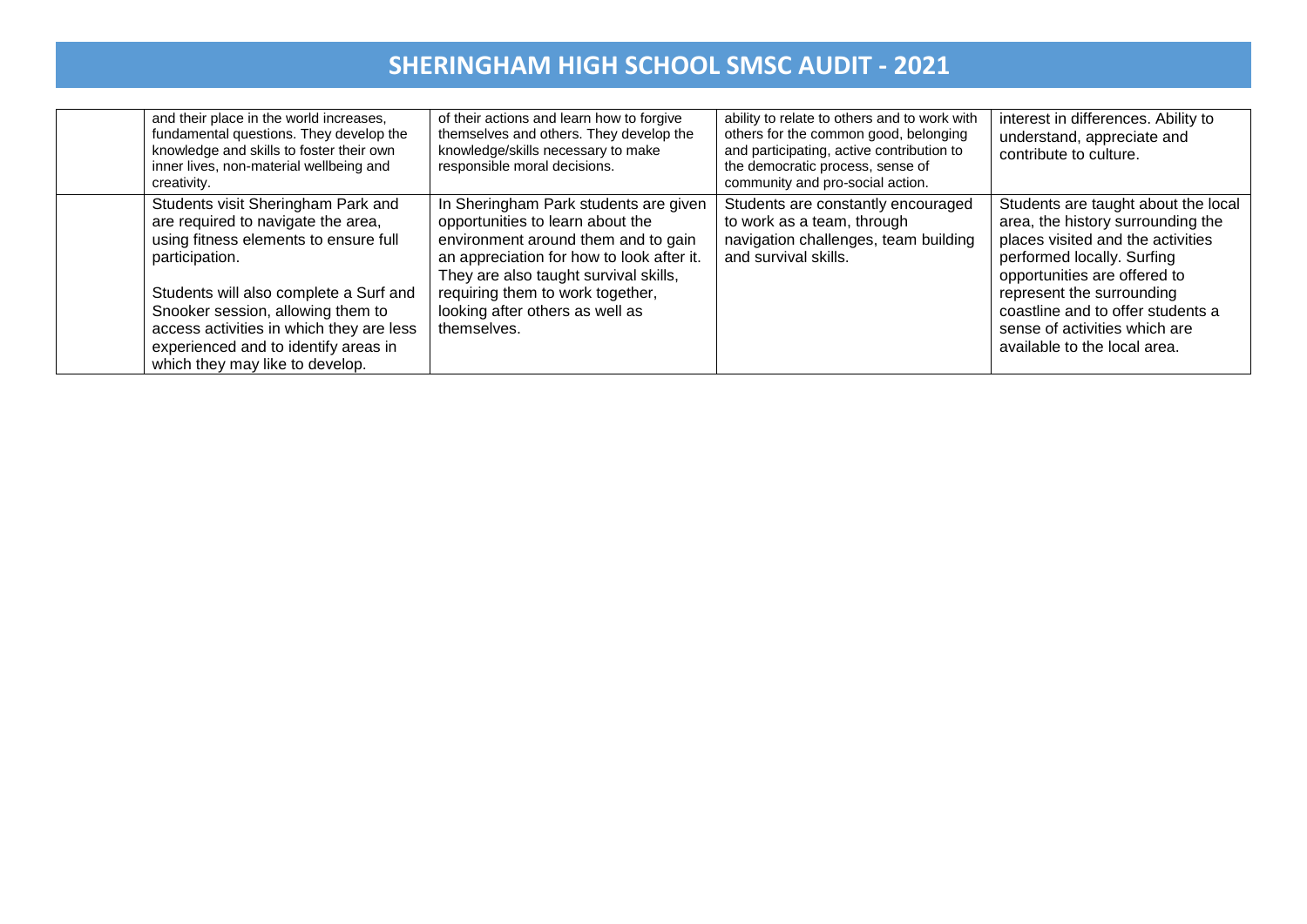| | | | | |
|---|---|---|---|---|
| | and their place in the world increases, fundamental questions. They develop the knowledge and skills to foster their own inner lives, non-material wellbeing and creativity. | of their actions and learn how to forgive themselves and others. They develop the knowledge/skills necessary to make responsible moral decisions. | ability to relate to others and to work with others for the common good, belonging and participating, active contribution to the democratic process, sense of community and pro-social action. | interest in differences. Ability to understand, appreciate and contribute to culture. |
| | Students visit Sheringham Park and are required to navigate the area, using fitness elements to ensure full participation.<br><br>Students will also complete a Surf and Snooker session, allowing them to access activities in which they are less experienced and to identify areas in which they may like to develop. | In Sheringham Park students are given opportunities to learn about the environment around them and to gain an appreciation for how to look after it. They are also taught survival skills, requiring them to work together, looking after others as well as themselves. | Students are constantly encouraged to work as a team, through navigation challenges, team building and survival skills. | Students are taught about the local area, the history surrounding the places visited and the activities performed locally. Surfing opportunities are offered to represent the surrounding coastline and to offer students a sense of activities which are available to the local area. |